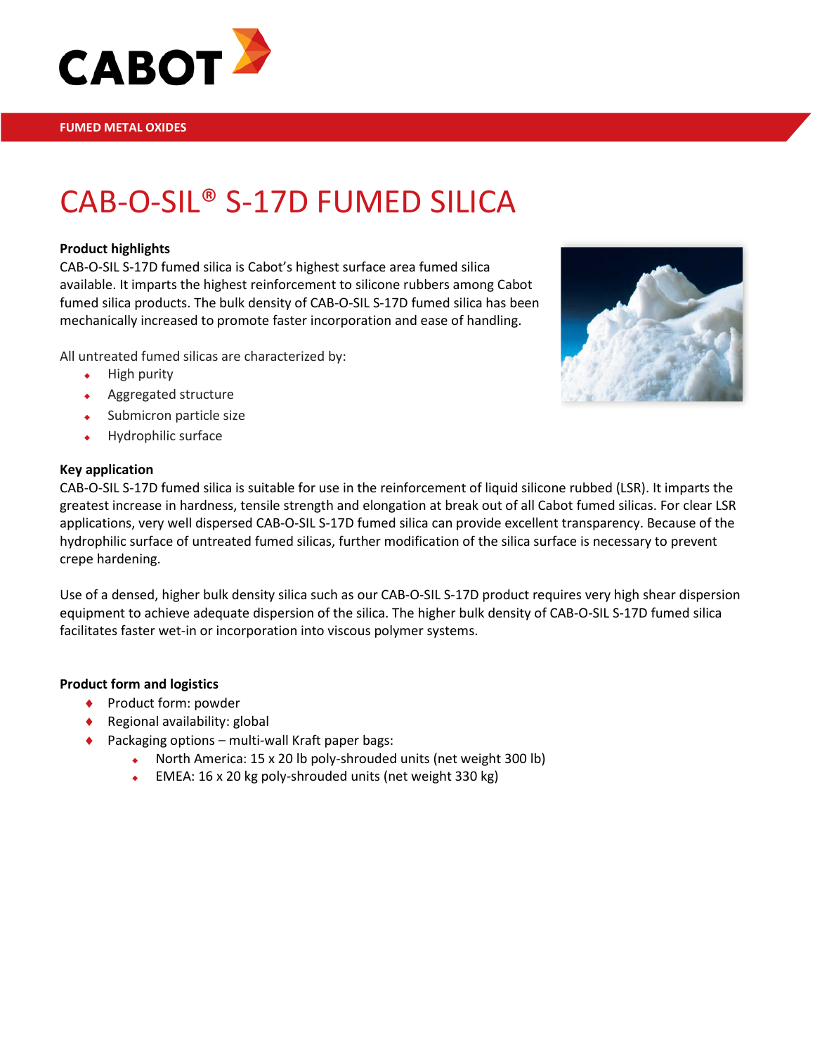CABOT

FUMED METAL OXIDES

# CAB-O-SIL® S-17D FUMED SILICA

**Product highlights**

CAB-O-SIL S-17D fumed silica is Cabot's highest surface area fumed silica available. It imparts the highest reinforcement to silicone rubbers among Cabot fumed silica products. The bulk density of CAB-O-SIL S-17D fumed silica has been mechanically increased to promote faster incorporation and ease of handling.

All untreated fumed silicas are characterized by:

- High purity
- Aggregated structure
- Submicron particle size
- Hydrophilic surface

**Key application**

CAB-O-SIL S-17D fumed silica is suitable for use in the reinforcement of liquid silicone rubbed (LSR). It imparts the greatest increase in hardness, tensile strength and elongation at break out of all Cabot fumed silicas. For clear LSR applications, very well dispersed CAB-O-SIL S-17D fumed silica can provide excellent transparency. Because of the hydrophilic surface of untreated fumed silicas, further modification of the silica surface is necessary to prevent crepe hardening.

Use of a densed, higher bulk density silica such as our CAB-O-SIL S-17D product requires very high shear dispersion equipment to achieve adequate dispersion of the silica. The higher bulk density of CAB-O-SIL S-17D fumed silica facilitates faster wet-in or incorporation into viscous polymer systems.

**Product form and logistics**

- Product form: powder
- Regional availability: global
- Packaging options – multi-wall Kraft paper bags:
  - North America: 15 x 20 lb poly-shrouded units (net weight 300 lb)
  - EMEA: 16 x 20 kg poly-shrouded units (net weight 330 kg)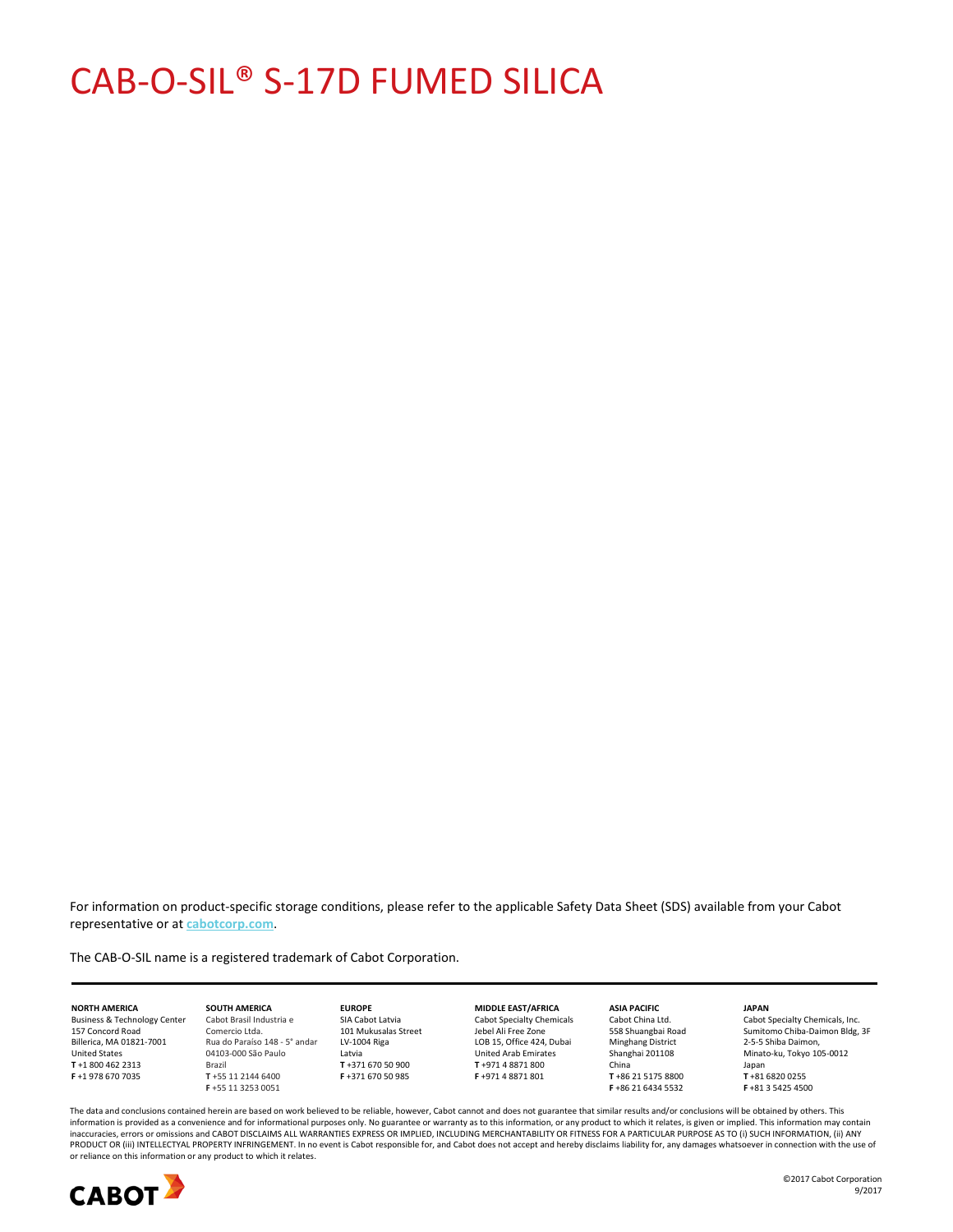# CAB-O-SIL® S-17D FUMED SILICA

For information on product-specific storage conditions, please refer to the applicable Safety Data Sheet (SDS) available from your Cabot representative or at cabotcorp.com.

The CAB-O-SIL name is a registered trademark of Cabot Corporation.

**NORTH AMERICA**
Business & Technology Center
157 Concord Road
Billerica, MA 01821-7001
United States
**T** +1 800 462 2313
**F** +1 978 670 7035

**SOUTH AMERICA**
Cabot Brasil Industria e Comercio Ltda.
Rua do Paraíso 148 - 5° andar
04103-000 São Paulo
Brazil
**T** +55 11 2144 6400
**F** +55 11 3253 0051

**EUROPE**
SIA Cabot Latvia
101 Mukusalas Street
LV-1004 Riga
Latvia
**T** +371 670 50 900
**F** +371 670 50 985

**MIDDLE EAST/AFRICA**
Cabot Specialty Chemicals
Jebel Ali Free Zone
LOB 15, Office 424, Dubai
United Arab Emirates
**T** +971 4 8871 800
**F** +971 4 8871 801

**ASIA PACIFIC**
Cabot China Ltd.
558 Shuangbai Road
Minghang District
Shanghai 201108
China
**T** +86 21 5175 8800
**F** +86 21 6434 5532

**JAPAN**
Cabot Specialty Chemicals, Inc.
Sumitomo Chiba-Daimon Bldg, 3F
2-5-5 Shiba Daimon,
Minato-ku, Tokyo 105-0012
Japan
**T** +81 6820 0255
**F** +81 3 5425 4500

The data and conclusions contained herein are based on work believed to be reliable, however, Cabot cannot and does not guarantee that similar results and/or conclusions will be obtained by others. This information is provided as a convenience and for informational purposes only. No guarantee or warranty as to this information, or any product to which it relates, is given or implied. This information may contain inaccuracies, errors or omissions and CABOT DISCLAIMS ALL WARRANTIES EXPRESS OR IMPLIED, INCLUDING MERCHANTABILITY OR FITNESS FOR A PARTICULAR PURPOSE AS TO (i) SUCH INFORMATION, (ii) ANY PRODUCT OR (iii) INTELLECTYAL PROPERTY INFRINGEMENT. In no event is Cabot responsible for, and Cabot does not accept and hereby disclaims liability for, any damages whatsoever in connection with the use of or reliance on this information or any product to which it relates.

CABOT

©2017 Cabot Corporation
9/2017